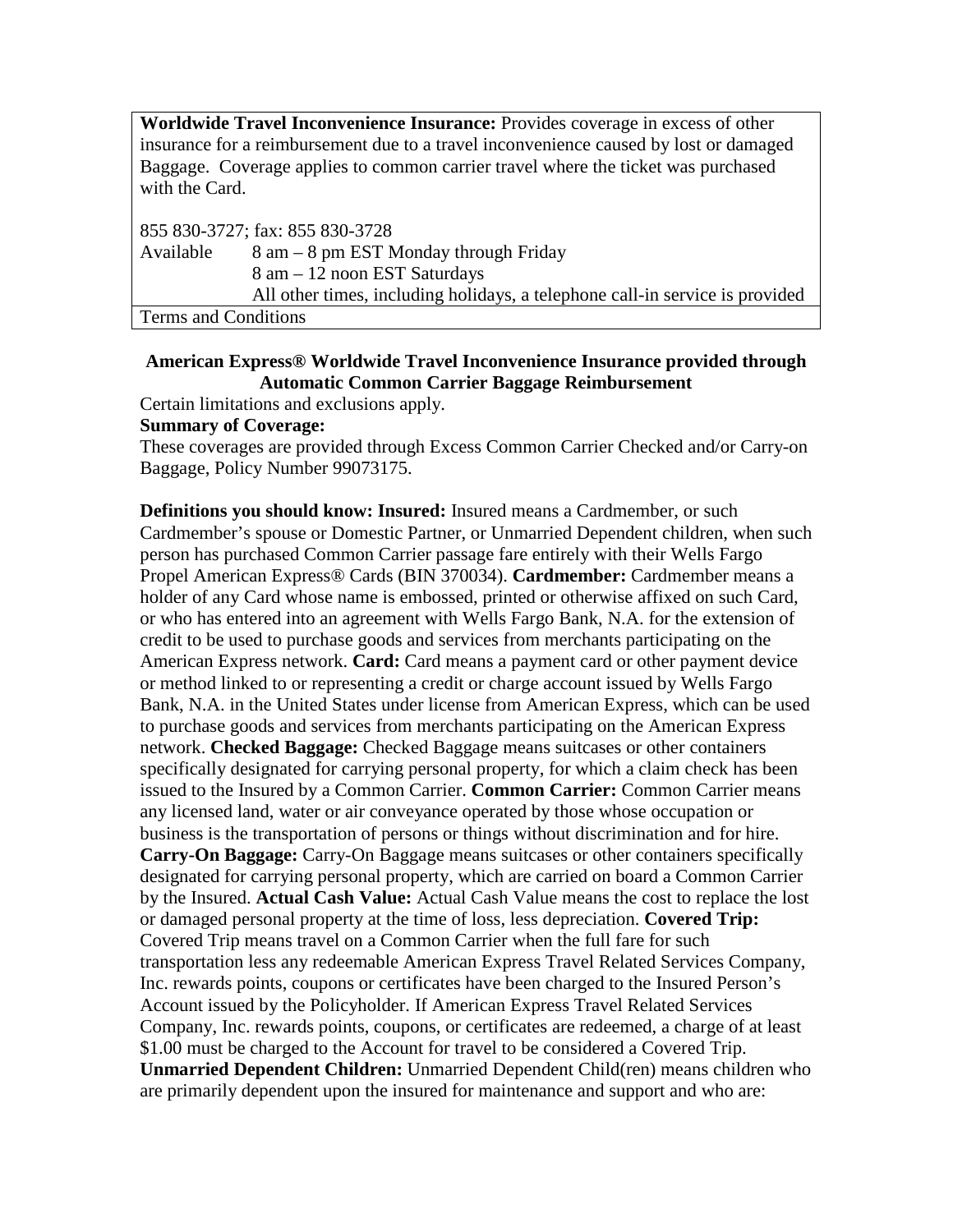| **Worldwide Travel Inconvenience Insurance:** Provides coverage in excess of other insurance for a reimbursement due to a travel inconvenience caused by lost or damaged Baggage. Coverage applies to common carrier travel where the ticket was purchased with the Card.<br><br>855 830-3727; fax: 855 830-3728<br>Available 8 am – 8 pm EST Monday through Friday<br>8 am – 12 noon EST Saturdays<br>All other times, including holidays, a telephone call-in service is provided |
|---|
| Terms and Conditions |

**American Express® Worldwide Travel Inconvenience Insurance provided through Automatic Common Carrier Baggage Reimbursement**

Certain limitations and exclusions apply.

**Summary of Coverage:**

These coverages are provided through Excess Common Carrier Checked and/or Carry-on Baggage, Policy Number 99073175.

**Definitions you should know: Insured:** Insured means a Cardmember, or such Cardmember's spouse or Domestic Partner, or Unmarried Dependent children, when such person has purchased Common Carrier passage fare entirely with their Wells Fargo Propel American Express® Cards (BIN 370034). **Cardmember:** Cardmember means a holder of any Card whose name is embossed, printed or otherwise affixed on such Card, or who has entered into an agreement with Wells Fargo Bank, N.A. for the extension of credit to be used to purchase goods and services from merchants participating on the American Express network. **Card:** Card means a payment card or other payment device or method linked to or representing a credit or charge account issued by Wells Fargo Bank, N.A. in the United States under license from American Express, which can be used to purchase goods and services from merchants participating on the American Express network. **Checked Baggage:** Checked Baggage means suitcases or other containers specifically designated for carrying personal property, for which a claim check has been issued to the Insured by a Common Carrier. **Common Carrier:** Common Carrier means any licensed land, water or air conveyance operated by those whose occupation or business is the transportation of persons or things without discrimination and for hire. **Carry-On Baggage:** Carry-On Baggage means suitcases or other containers specifically designated for carrying personal property, which are carried on board a Common Carrier by the Insured. **Actual Cash Value:** Actual Cash Value means the cost to replace the lost or damaged personal property at the time of loss, less depreciation. **Covered Trip:** Covered Trip means travel on a Common Carrier when the full fare for such transportation less any redeemable American Express Travel Related Services Company, Inc. rewards points, coupons or certificates have been charged to the Insured Person's Account issued by the Policyholder. If American Express Travel Related Services Company, Inc. rewards points, coupons, or certificates are redeemed, a charge of at least $1.00 must be charged to the Account for travel to be considered a Covered Trip. **Unmarried Dependent Children:** Unmarried Dependent Child(ren) means children who are primarily dependent upon the insured for maintenance and support and who are: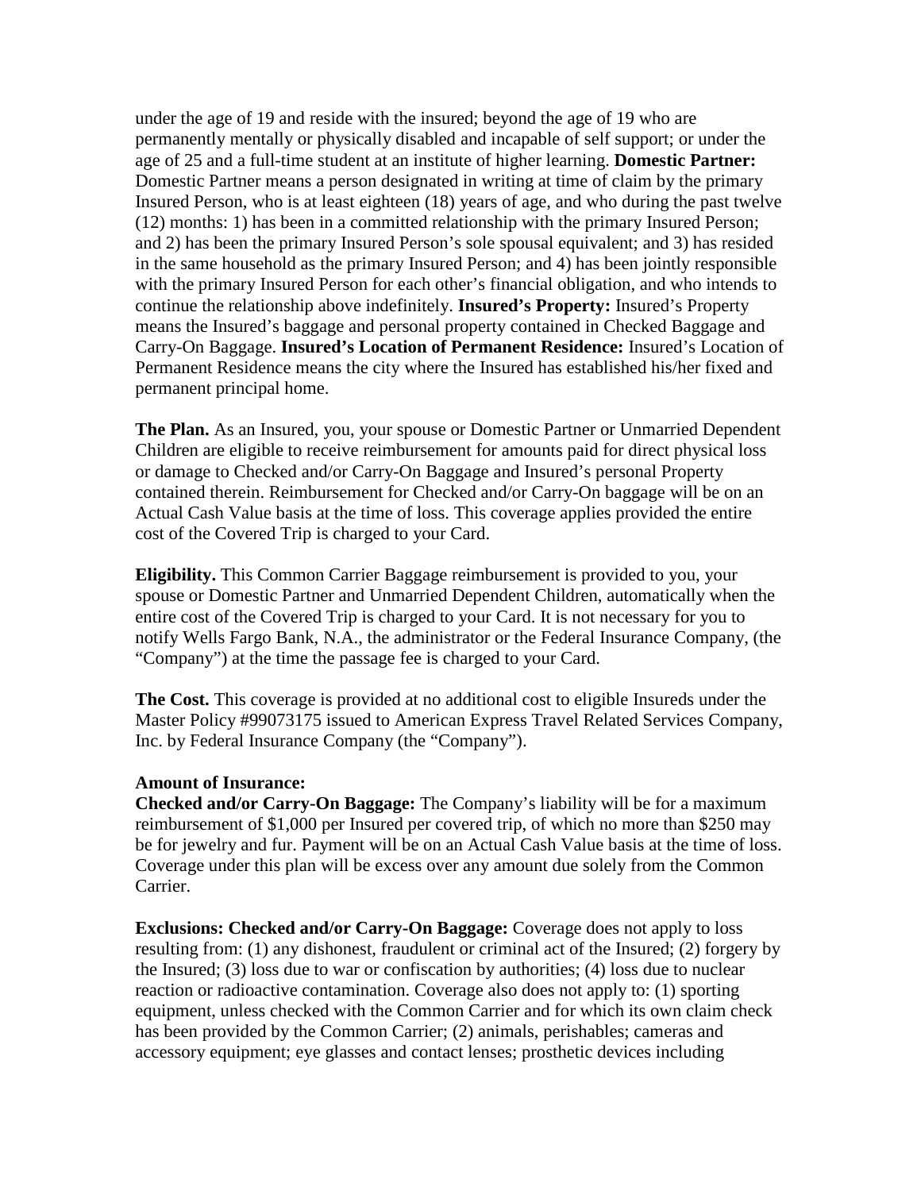under the age of 19 and reside with the insured; beyond the age of 19 who are permanently mentally or physically disabled and incapable of self support; or under the age of 25 and a full-time student at an institute of higher learning. **Domestic Partner:** Domestic Partner means a person designated in writing at time of claim by the primary Insured Person, who is at least eighteen (18) years of age, and who during the past twelve (12) months: 1) has been in a committed relationship with the primary Insured Person; and 2) has been the primary Insured Person's sole spousal equivalent; and 3) has resided in the same household as the primary Insured Person; and 4) has been jointly responsible with the primary Insured Person for each other's financial obligation, and who intends to continue the relationship above indefinitely. **Insured's Property:** Insured's Property means the Insured's baggage and personal property contained in Checked Baggage and Carry-On Baggage. **Insured's Location of Permanent Residence:** Insured's Location of Permanent Residence means the city where the Insured has established his/her fixed and permanent principal home.

**The Plan.** As an Insured, you, your spouse or Domestic Partner or Unmarried Dependent Children are eligible to receive reimbursement for amounts paid for direct physical loss or damage to Checked and/or Carry-On Baggage and Insured's personal Property contained therein. Reimbursement for Checked and/or Carry-On baggage will be on an Actual Cash Value basis at the time of loss. This coverage applies provided the entire cost of the Covered Trip is charged to your Card.

**Eligibility.** This Common Carrier Baggage reimbursement is provided to you, your spouse or Domestic Partner and Unmarried Dependent Children, automatically when the entire cost of the Covered Trip is charged to your Card. It is not necessary for you to notify Wells Fargo Bank, N.A., the administrator or the Federal Insurance Company, (the "Company") at the time the passage fee is charged to your Card.

**The Cost.** This coverage is provided at no additional cost to eligible Insureds under the Master Policy #99073175 issued to American Express Travel Related Services Company, Inc. by Federal Insurance Company (the "Company").

**Amount of Insurance:**
**Checked and/or Carry-On Baggage:** The Company's liability will be for a maximum reimbursement of $1,000 per Insured per covered trip, of which no more than $250 may be for jewelry and fur. Payment will be on an Actual Cash Value basis at the time of loss. Coverage under this plan will be excess over any amount due solely from the Common Carrier.

**Exclusions: Checked and/or Carry-On Baggage:** Coverage does not apply to loss resulting from: (1) any dishonest, fraudulent or criminal act of the Insured; (2) forgery by the Insured; (3) loss due to war or confiscation by authorities; (4) loss due to nuclear reaction or radioactive contamination. Coverage also does not apply to: (1) sporting equipment, unless checked with the Common Carrier and for which its own claim check has been provided by the Common Carrier; (2) animals, perishables; cameras and accessory equipment; eye glasses and contact lenses; prosthetic devices including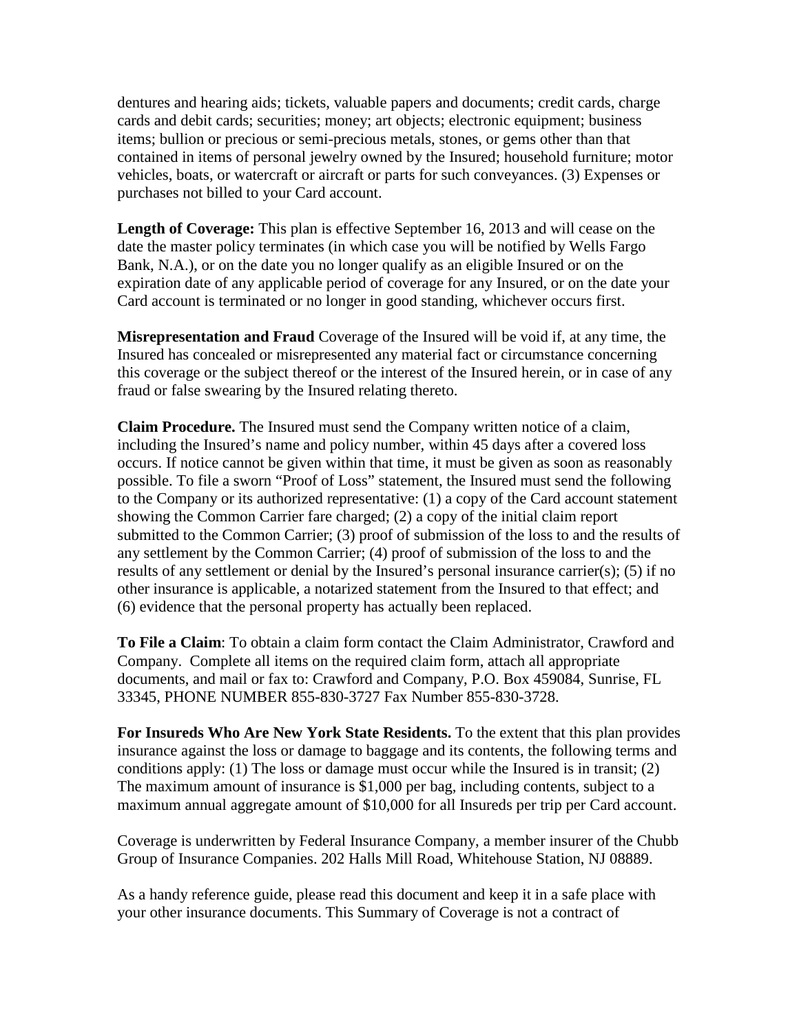dentures and hearing aids; tickets, valuable papers and documents; credit cards, charge cards and debit cards; securities; money; art objects; electronic equipment; business items; bullion or precious or semi-precious metals, stones, or gems other than that contained in items of personal jewelry owned by the Insured; household furniture; motor vehicles, boats, or watercraft or aircraft or parts for such conveyances. (3) Expenses or purchases not billed to your Card account.

**Length of Coverage:** This plan is effective September 16, 2013 and will cease on the date the master policy terminates (in which case you will be notified by Wells Fargo Bank, N.A.), or on the date you no longer qualify as an eligible Insured or on the expiration date of any applicable period of coverage for any Insured, or on the date your Card account is terminated or no longer in good standing, whichever occurs first.

**Misrepresentation and Fraud** Coverage of the Insured will be void if, at any time, the Insured has concealed or misrepresented any material fact or circumstance concerning this coverage or the subject thereof or the interest of the Insured herein, or in case of any fraud or false swearing by the Insured relating thereto.

**Claim Procedure.** The Insured must send the Company written notice of a claim, including the Insured's name and policy number, within 45 days after a covered loss occurs. If notice cannot be given within that time, it must be given as soon as reasonably possible. To file a sworn "Proof of Loss" statement, the Insured must send the following to the Company or its authorized representative: (1) a copy of the Card account statement showing the Common Carrier fare charged; (2) a copy of the initial claim report submitted to the Common Carrier; (3) proof of submission of the loss to and the results of any settlement by the Common Carrier; (4) proof of submission of the loss to and the results of any settlement or denial by the Insured's personal insurance carrier(s); (5) if no other insurance is applicable, a notarized statement from the Insured to that effect; and (6) evidence that the personal property has actually been replaced.

**To File a Claim**: To obtain a claim form contact the Claim Administrator, Crawford and Company. Complete all items on the required claim form, attach all appropriate documents, and mail or fax to: Crawford and Company, P.O. Box 459084, Sunrise, FL 33345, PHONE NUMBER 855-830-3727 Fax Number 855-830-3728.

**For Insureds Who Are New York State Residents.** To the extent that this plan provides insurance against the loss or damage to baggage and its contents, the following terms and conditions apply: (1) The loss or damage must occur while the Insured is in transit; (2) The maximum amount of insurance is $1,000 per bag, including contents, subject to a maximum annual aggregate amount of $10,000 for all Insureds per trip per Card account.

Coverage is underwritten by Federal Insurance Company, a member insurer of the Chubb Group of Insurance Companies. 202 Halls Mill Road, Whitehouse Station, NJ 08889.

As a handy reference guide, please read this document and keep it in a safe place with your other insurance documents. This Summary of Coverage is not a contract of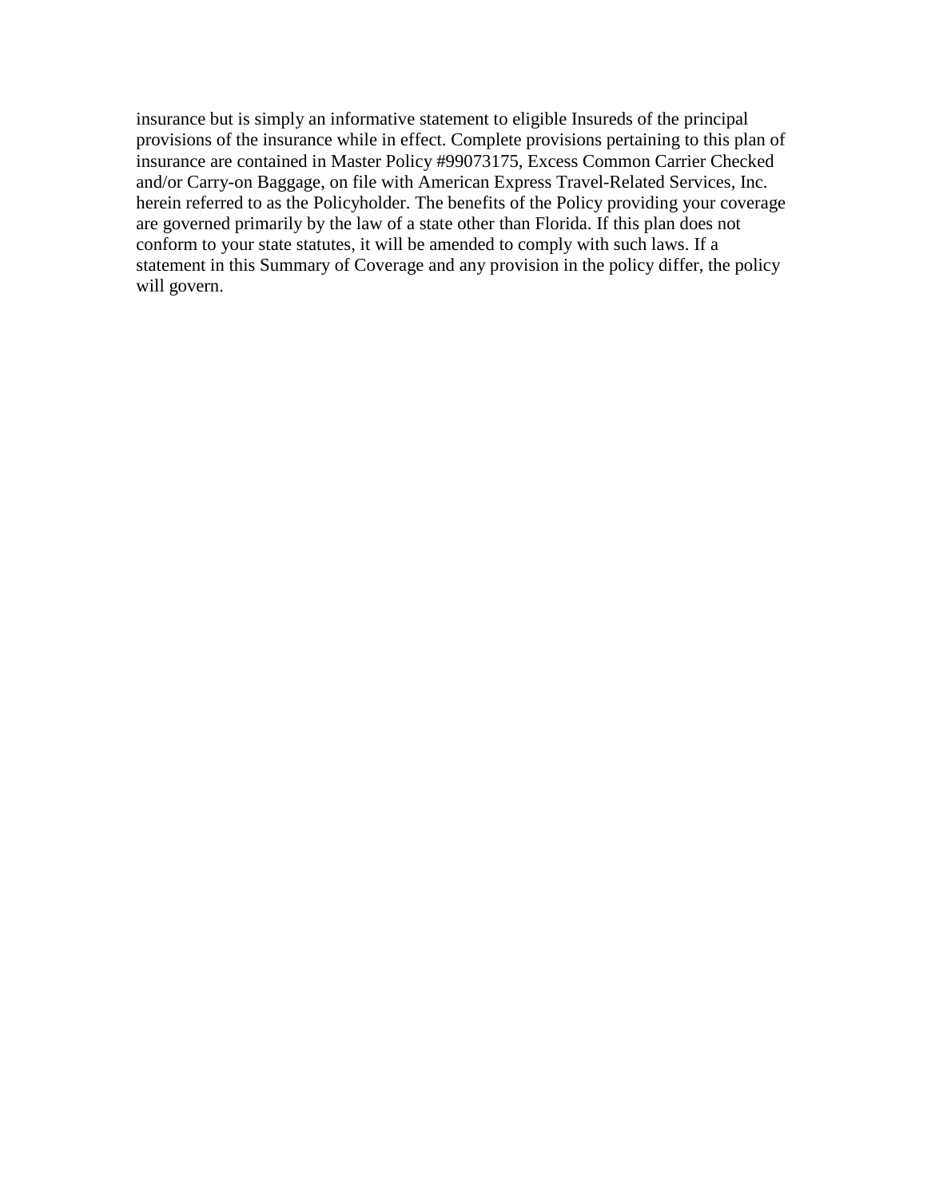insurance but is simply an informative statement to eligible Insureds of the principal provisions of the insurance while in effect. Complete provisions pertaining to this plan of insurance are contained in Master Policy #99073175, Excess Common Carrier Checked and/or Carry-on Baggage, on file with American Express Travel-Related Services, Inc. herein referred to as the Policyholder. The benefits of the Policy providing your coverage are governed primarily by the law of a state other than Florida. If this plan does not conform to your state statutes, it will be amended to comply with such laws. If a statement in this Summary of Coverage and any provision in the policy differ, the policy will govern.